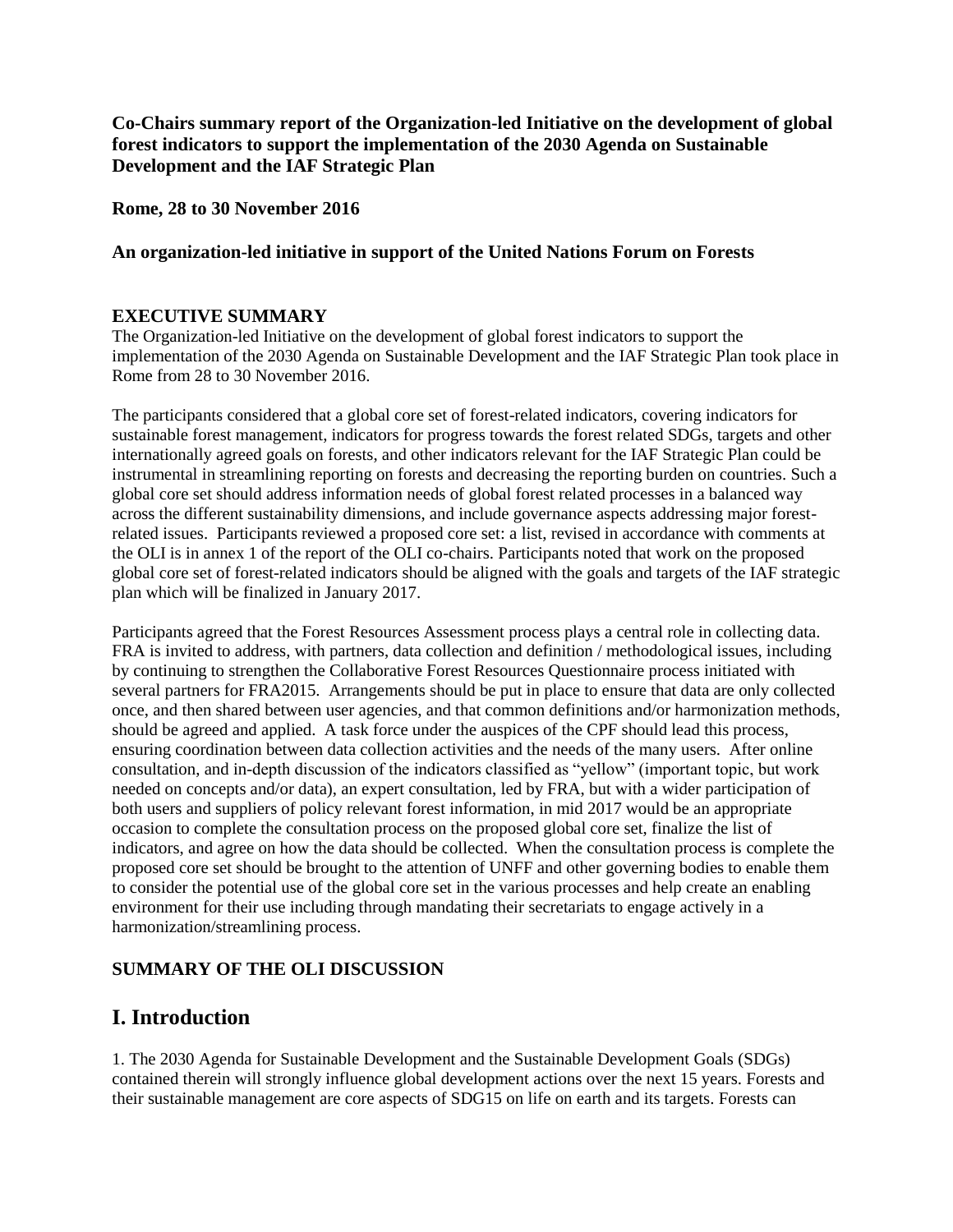**Co-Chairs summary report of the Organization-led Initiative on the development of global forest indicators to support the implementation of the 2030 Agenda on Sustainable Development and the IAF Strategic Plan**

**Rome, 28 to 30 November 2016**

**An organization-led initiative in support of the United Nations Forum on Forests**

## EXECUTIVE SUMMARY

The Organization-led Initiative on the development of global forest indicators to support the implementation of the 2030 Agenda on Sustainable Development and the IAF Strategic Plan took place in Rome from 28 to 30 November 2016.

The participants considered that a global core set of forest-related indicators, covering indicators for sustainable forest management, indicators for progress towards the forest related SDGs, targets and other internationally agreed goals on forests, and other indicators relevant for the IAF Strategic Plan could be instrumental in streamlining reporting on forests and decreasing the reporting burden on countries. Such a global core set should address information needs of global forest related processes in a balanced way across the different sustainability dimensions, and include governance aspects addressing major forest-related issues. Participants reviewed a proposed core set: a list, revised in accordance with comments at the OLI is in annex 1 of the report of the OLI co-chairs. Participants noted that work on the proposed global core set of forest-related indicators should be aligned with the goals and targets of the IAF strategic plan which will be finalized in January 2017.

Participants agreed that the Forest Resources Assessment process plays a central role in collecting data. FRA is invited to address, with partners, data collection and definition / methodological issues, including by continuing to strengthen the Collaborative Forest Resources Questionnaire process initiated with several partners for FRA2015. Arrangements should be put in place to ensure that data are only collected once, and then shared between user agencies, and that common definitions and/or harmonization methods, should be agreed and applied. A task force under the auspices of the CPF should lead this process, ensuring coordination between data collection activities and the needs of the many users. After online consultation, and in-depth discussion of the indicators classified as "yellow" (important topic, but work needed on concepts and/or data), an expert consultation, led by FRA, but with a wider participation of both users and suppliers of policy relevant forest information, in mid 2017 would be an appropriate occasion to complete the consultation process on the proposed global core set, finalize the list of indicators, and agree on how the data should be collected. When the consultation process is complete the proposed core set should be brought to the attention of UNFF and other governing bodies to enable them to consider the potential use of the global core set in the various processes and help create an enabling environment for their use including through mandating their secretariats to engage actively in a harmonization/streamlining process.

## SUMMARY OF THE OLI DISCUSSION

# I. Introduction

1. The 2030 Agenda for Sustainable Development and the Sustainable Development Goals (SDGs) contained therein will strongly influence global development actions over the next 15 years. Forests and their sustainable management are core aspects of SDG15 on life on earth and its targets. Forests can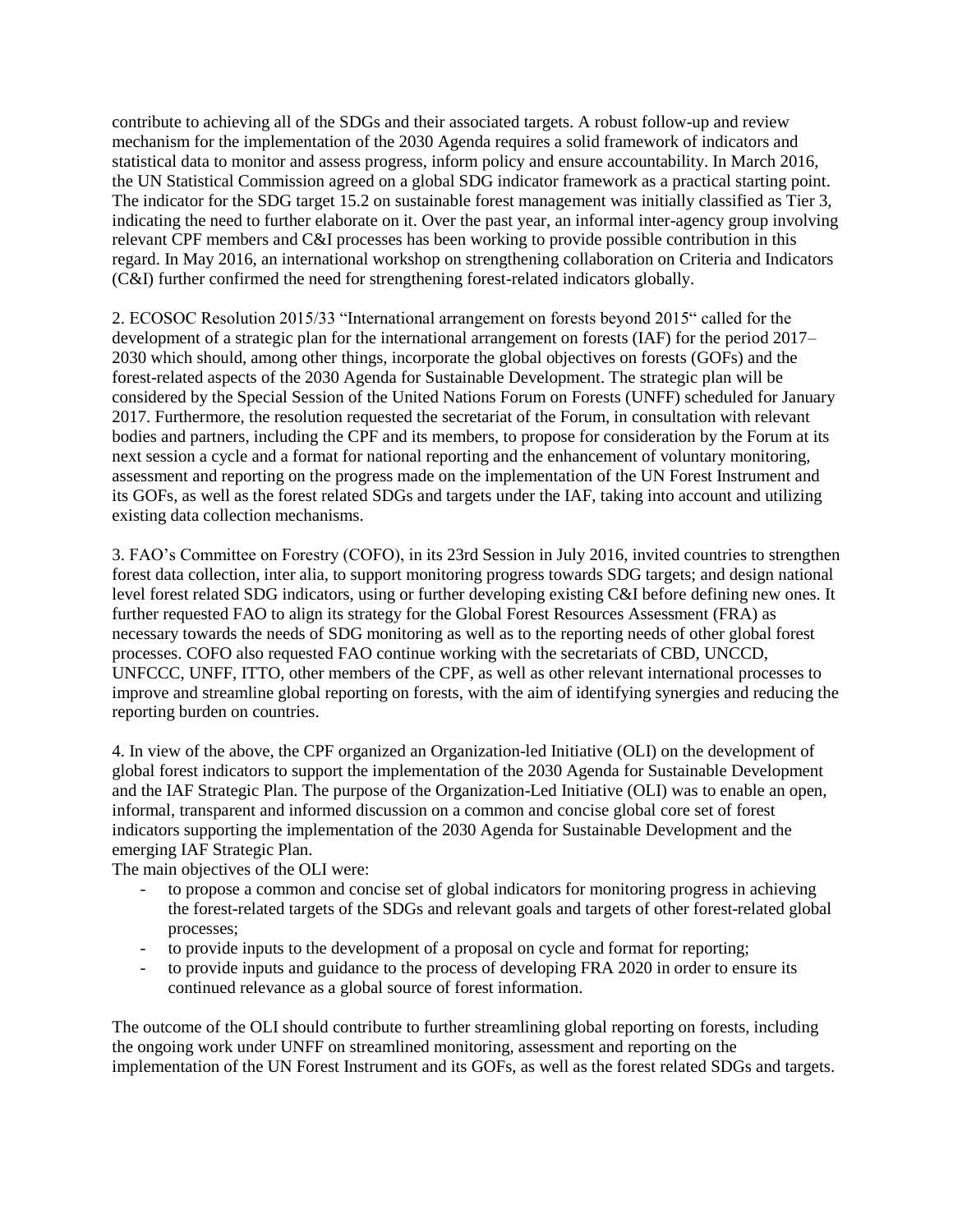contribute to achieving all of the SDGs and their associated targets. A robust follow-up and review mechanism for the implementation of the 2030 Agenda requires a solid framework of indicators and statistical data to monitor and assess progress, inform policy and ensure accountability. In March 2016, the UN Statistical Commission agreed on a global SDG indicator framework as a practical starting point. The indicator for the SDG target 15.2 on sustainable forest management was initially classified as Tier 3, indicating the need to further elaborate on it. Over the past year, an informal inter-agency group involving relevant CPF members and C&I processes has been working to provide possible contribution in this regard. In May 2016, an international workshop on strengthening collaboration on Criteria and Indicators (C&I) further confirmed the need for strengthening forest-related indicators globally.

2. ECOSOC Resolution 2015/33 "International arrangement on forests beyond 2015" called for the development of a strategic plan for the international arrangement on forests (IAF) for the period 2017–2030 which should, among other things, incorporate the global objectives on forests (GOFs) and the forest-related aspects of the 2030 Agenda for Sustainable Development. The strategic plan will be considered by the Special Session of the United Nations Forum on Forests (UNFF) scheduled for January 2017. Furthermore, the resolution requested the secretariat of the Forum, in consultation with relevant bodies and partners, including the CPF and its members, to propose for consideration by the Forum at its next session a cycle and a format for national reporting and the enhancement of voluntary monitoring, assessment and reporting on the progress made on the implementation of the UN Forest Instrument and its GOFs, as well as the forest related SDGs and targets under the IAF, taking into account and utilizing existing data collection mechanisms.

3. FAO's Committee on Forestry (COFO), in its 23rd Session in July 2016, invited countries to strengthen forest data collection, inter alia, to support monitoring progress towards SDG targets; and design national level forest related SDG indicators, using or further developing existing C&I before defining new ones. It further requested FAO to align its strategy for the Global Forest Resources Assessment (FRA) as necessary towards the needs of SDG monitoring as well as to the reporting needs of other global forest processes. COFO also requested FAO continue working with the secretariats of CBD, UNCCD, UNFCCC, UNFF, ITTO, other members of the CPF, as well as other relevant international processes to improve and streamline global reporting on forests, with the aim of identifying synergies and reducing the reporting burden on countries.

4. In view of the above, the CPF organized an Organization-led Initiative (OLI) on the development of global forest indicators to support the implementation of the 2030 Agenda for Sustainable Development and the IAF Strategic Plan. The purpose of the Organization-Led Initiative (OLI) was to enable an open, informal, transparent and informed discussion on a common and concise global core set of forest indicators supporting the implementation of the 2030 Agenda for Sustainable Development and the emerging IAF Strategic Plan.

The main objectives of the OLI were:

- to propose a common and concise set of global indicators for monitoring progress in achieving the forest-related targets of the SDGs and relevant goals and targets of other forest-related global processes;
- to provide inputs to the development of a proposal on cycle and format for reporting;
- to provide inputs and guidance to the process of developing FRA 2020 in order to ensure its continued relevance as a global source of forest information.

The outcome of the OLI should contribute to further streamlining global reporting on forests, including the ongoing work under UNFF on streamlined monitoring, assessment and reporting on the implementation of the UN Forest Instrument and its GOFs, as well as the forest related SDGs and targets.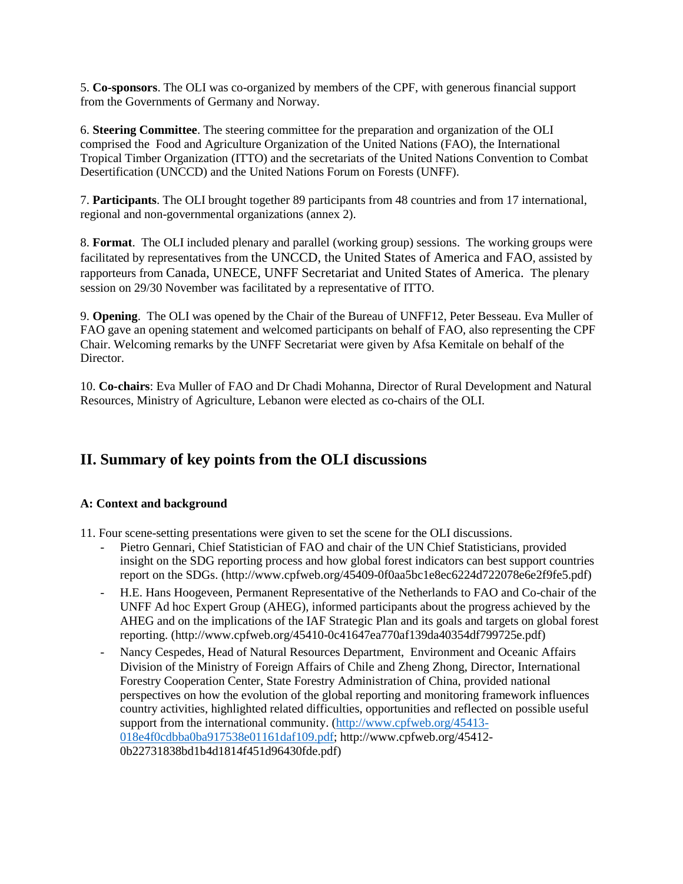5. **Co-sponsors**. The OLI was co-organized by members of the CPF, with generous financial support from the Governments of Germany and Norway.

6. **Steering Committee**. The steering committee for the preparation and organization of the OLI comprised the Food and Agriculture Organization of the United Nations (FAO), the International Tropical Timber Organization (ITTO) and the secretariats of the United Nations Convention to Combat Desertification (UNCCD) and the United Nations Forum on Forests (UNFF).

7. **Participants**. The OLI brought together 89 participants from 48 countries and from 17 international, regional and non-governmental organizations (annex 2).

8. **Format**. The OLI included plenary and parallel (working group) sessions. The working groups were facilitated by representatives from the UNCCD, the United States of America and FAO, assisted by rapporteurs from Canada, UNECE, UNFF Secretariat and United States of America. The plenary session on 29/30 November was facilitated by a representative of ITTO.

9. **Opening**. The OLI was opened by the Chair of the Bureau of UNFF12, Peter Besseau. Eva Muller of FAO gave an opening statement and welcomed participants on behalf of FAO, also representing the CPF Chair. Welcoming remarks by the UNFF Secretariat were given by Afsa Kemitale on behalf of the Director.

10. **Co-chairs**: Eva Muller of FAO and Dr Chadi Mohanna, Director of Rural Development and Natural Resources, Ministry of Agriculture, Lebanon were elected as co-chairs of the OLI.

## II. Summary of key points from the OLI discussions

### A: Context and background

11. Four scene-setting presentations were given to set the scene for the OLI discussions.

- Pietro Gennari, Chief Statistician of FAO and chair of the UN Chief Statisticians, provided insight on the SDG reporting process and how global forest indicators can best support countries report on the SDGs. (http://www.cpfweb.org/45409-0f0aa5bc1e8ec6224d722078e6e2f9fe5.pdf)
- H.E. Hans Hoogeveen, Permanent Representative of the Netherlands to FAO and Co-chair of the UNFF Ad hoc Expert Group (AHEG), informed participants about the progress achieved by the AHEG and on the implications of the IAF Strategic Plan and its goals and targets on global forest reporting. (http://www.cpfweb.org/45410-0c41647ea770af139da40354df799725e.pdf)
- Nancy Cespedes, Head of Natural Resources Department, Environment and Oceanic Affairs Division of the Ministry of Foreign Affairs of Chile and Zheng Zhong, Director, International Forestry Cooperation Center, State Forestry Administration of China, provided national perspectives on how the evolution of the global reporting and monitoring framework influences country activities, highlighted related difficulties, opportunities and reflected on possible useful support from the international community. (http://www.cpfweb.org/45413-018e4f0cdbba0ba917538e01161daf109.pdf; http://www.cpfweb.org/45412-0b22731838bd1b4d1814f451d96430fde.pdf)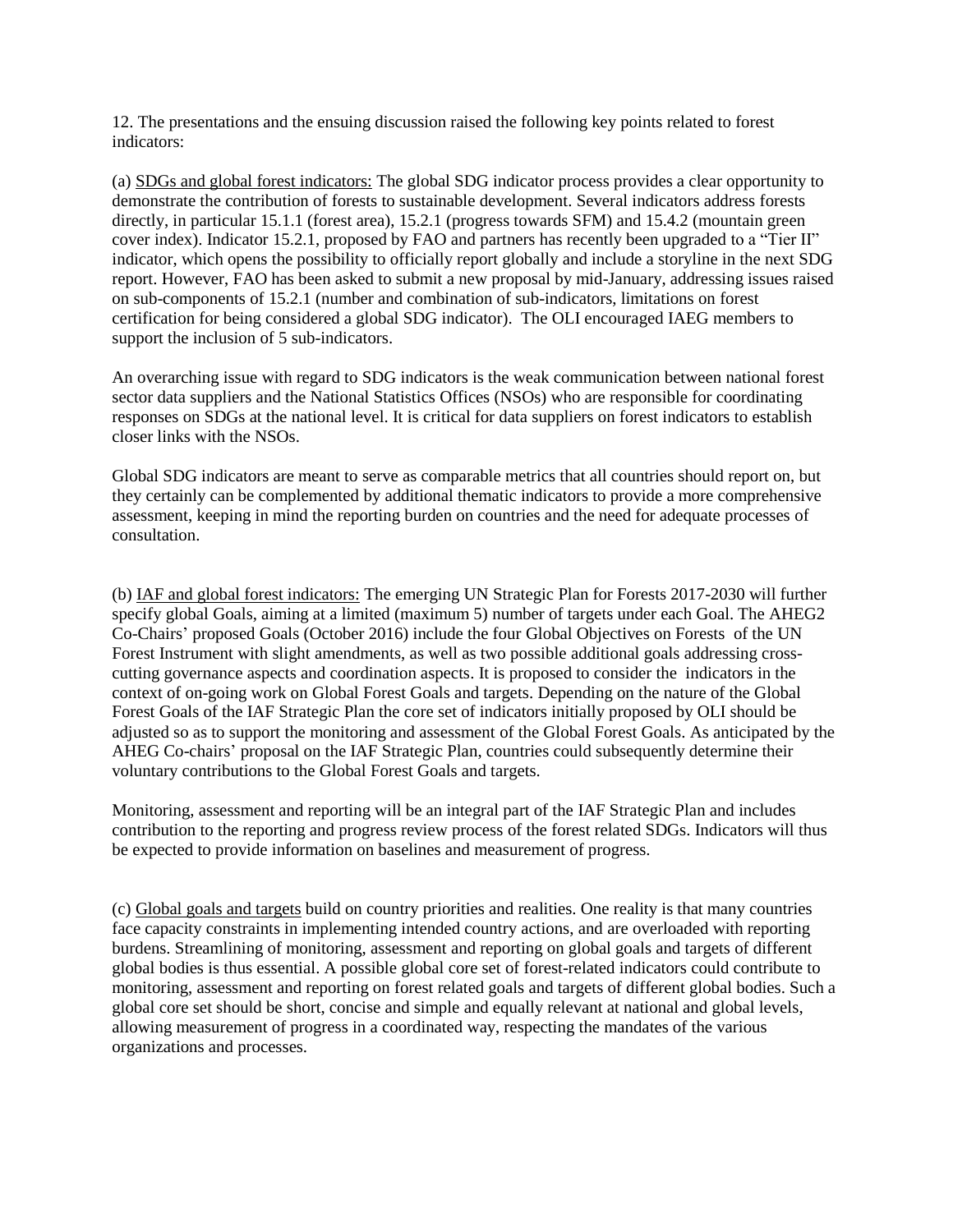12. The presentations and the ensuing discussion raised the following key points related to forest indicators:

(a) SDGs and global forest indicators: The global SDG indicator process provides a clear opportunity to demonstrate the contribution of forests to sustainable development. Several indicators address forests directly, in particular 15.1.1 (forest area), 15.2.1 (progress towards SFM) and 15.4.2 (mountain green cover index). Indicator 15.2.1, proposed by FAO and partners has recently been upgraded to a "Tier II" indicator, which opens the possibility to officially report globally and include a storyline in the next SDG report. However, FAO has been asked to submit a new proposal by mid-January, addressing issues raised on sub-components of 15.2.1 (number and combination of sub-indicators, limitations on forest certification for being considered a global SDG indicator). The OLI encouraged IAEG members to support the inclusion of 5 sub-indicators.

An overarching issue with regard to SDG indicators is the weak communication between national forest sector data suppliers and the National Statistics Offices (NSOs) who are responsible for coordinating responses on SDGs at the national level. It is critical for data suppliers on forest indicators to establish closer links with the NSOs.

Global SDG indicators are meant to serve as comparable metrics that all countries should report on, but they certainly can be complemented by additional thematic indicators to provide a more comprehensive assessment, keeping in mind the reporting burden on countries and the need for adequate processes of consultation.

(b) IAF and global forest indicators: The emerging UN Strategic Plan for Forests 2017-2030 will further specify global Goals, aiming at a limited (maximum 5) number of targets under each Goal. The AHEG2 Co-Chairs' proposed Goals (October 2016) include the four Global Objectives on Forests of the UN Forest Instrument with slight amendments, as well as two possible additional goals addressing cross-cutting governance aspects and coordination aspects. It is proposed to consider the indicators in the context of on-going work on Global Forest Goals and targets. Depending on the nature of the Global Forest Goals of the IAF Strategic Plan the core set of indicators initially proposed by OLI should be adjusted so as to support the monitoring and assessment of the Global Forest Goals. As anticipated by the AHEG Co-chairs' proposal on the IAF Strategic Plan, countries could subsequently determine their voluntary contributions to the Global Forest Goals and targets.

Monitoring, assessment and reporting will be an integral part of the IAF Strategic Plan and includes contribution to the reporting and progress review process of the forest related SDGs. Indicators will thus be expected to provide information on baselines and measurement of progress.

(c) Global goals and targets build on country priorities and realities. One reality is that many countries face capacity constraints in implementing intended country actions, and are overloaded with reporting burdens. Streamlining of monitoring, assessment and reporting on global goals and targets of different global bodies is thus essential. A possible global core set of forest-related indicators could contribute to monitoring, assessment and reporting on forest related goals and targets of different global bodies. Such a global core set should be short, concise and simple and equally relevant at national and global levels, allowing measurement of progress in a coordinated way, respecting the mandates of the various organizations and processes.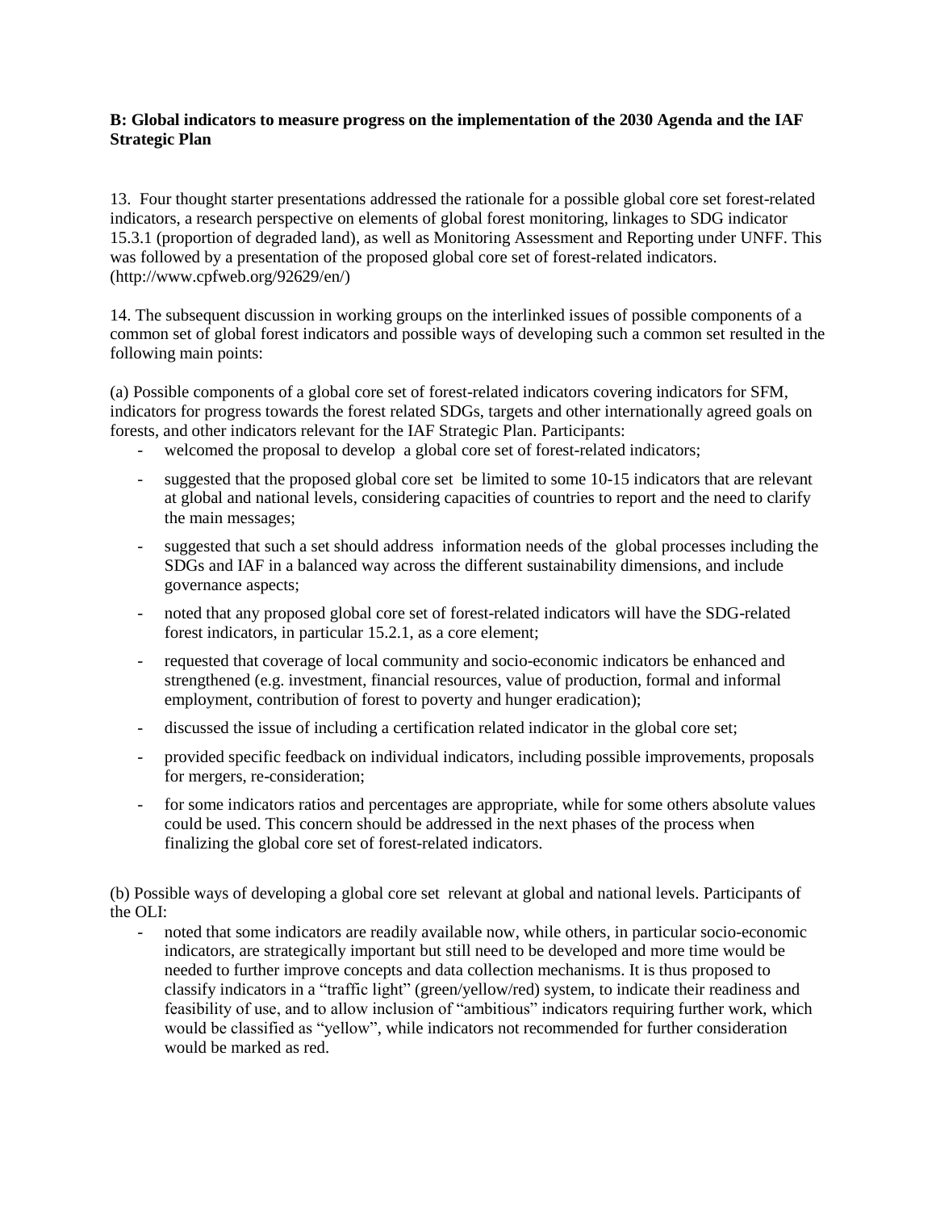**B: Global indicators to measure progress on the implementation of the 2030 Agenda and the IAF Strategic Plan**

13. Four thought starter presentations addressed the rationale for a possible global core set forest-related indicators, a research perspective on elements of global forest monitoring, linkages to SDG indicator 15.3.1 (proportion of degraded land), as well as Monitoring Assessment and Reporting under UNFF. This was followed by a presentation of the proposed global core set of forest-related indicators. (http://www.cpfweb.org/92629/en/)

14. The subsequent discussion in working groups on the interlinked issues of possible components of a common set of global forest indicators and possible ways of developing such a common set resulted in the following main points:

(a) Possible components of a global core set of forest-related indicators covering indicators for SFM, indicators for progress towards the forest related SDGs, targets and other internationally agreed goals on forests, and other indicators relevant for the IAF Strategic Plan. Participants:

- welcomed the proposal to develop a global core set of forest-related indicators;
- suggested that the proposed global core set be limited to some 10-15 indicators that are relevant at global and national levels, considering capacities of countries to report and the need to clarify the main messages;
- suggested that such a set should address information needs of the global processes including the SDGs and IAF in a balanced way across the different sustainability dimensions, and include governance aspects;
- noted that any proposed global core set of forest-related indicators will have the SDG-related forest indicators, in particular 15.2.1, as a core element;
- requested that coverage of local community and socio-economic indicators be enhanced and strengthened (e.g. investment, financial resources, value of production, formal and informal employment, contribution of forest to poverty and hunger eradication);
- discussed the issue of including a certification related indicator in the global core set;
- provided specific feedback on individual indicators, including possible improvements, proposals for mergers, re-consideration;
- for some indicators ratios and percentages are appropriate, while for some others absolute values could be used. This concern should be addressed in the next phases of the process when finalizing the global core set of forest-related indicators.

(b) Possible ways of developing a global core set relevant at global and national levels. Participants of the OLI:

- noted that some indicators are readily available now, while others, in particular socio-economic indicators, are strategically important but still need to be developed and more time would be needed to further improve concepts and data collection mechanisms. It is thus proposed to classify indicators in a "traffic light" (green/yellow/red) system, to indicate their readiness and feasibility of use, and to allow inclusion of "ambitious" indicators requiring further work, which would be classified as "yellow", while indicators not recommended for further consideration would be marked as red.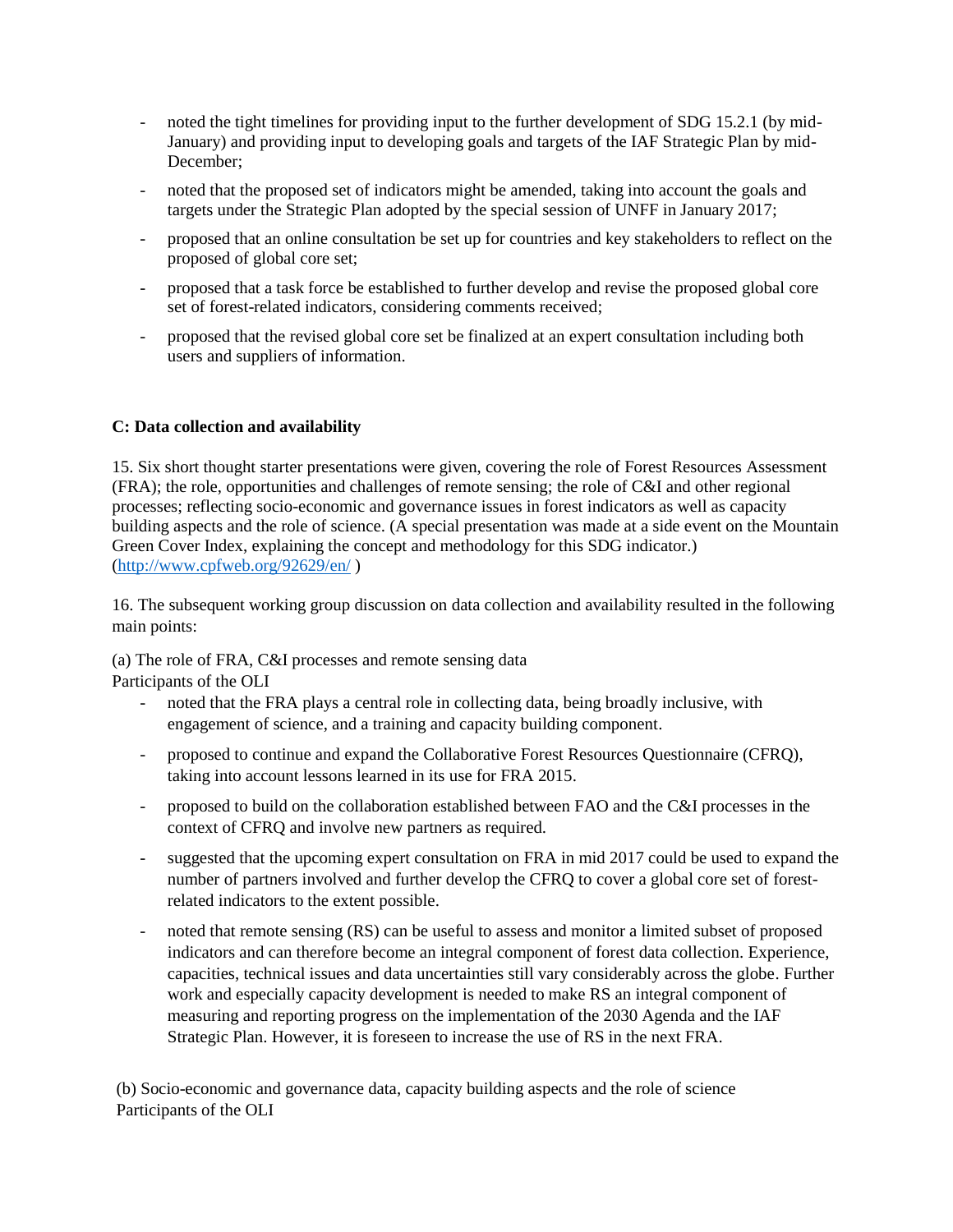- noted the tight timelines for providing input to the further development of SDG 15.2.1 (by mid-January) and providing input to developing goals and targets of the IAF Strategic Plan by mid-December;
- noted that the proposed set of indicators might be amended, taking into account the goals and targets under the Strategic Plan adopted by the special session of UNFF in January 2017;
- proposed that an online consultation be set up for countries and key stakeholders to reflect on the proposed of global core set;
- proposed that a task force be established to further develop and revise the proposed global core set of forest-related indicators, considering comments received;
- proposed that the revised global core set be finalized at an expert consultation including both users and suppliers of information.

**C: Data collection and availability**

15. Six short thought starter presentations were given, covering the role of Forest Resources Assessment (FRA); the role, opportunities and challenges of remote sensing; the role of C&I and other regional processes; reflecting socio-economic and governance issues in forest indicators as well as capacity building aspects and the role of science. (A special presentation was made at a side event on the Mountain Green Cover Index, explaining the concept and methodology for this SDG indicator.) (http://www.cpfweb.org/92629/en/ )

16. The subsequent working group discussion on data collection and availability resulted in the following main points:

(a) The role of FRA, C&I processes and remote sensing data
Participants of the OLI

- noted that the FRA plays a central role in collecting data, being broadly inclusive, with engagement of science, and a training and capacity building component.
- proposed to continue and expand the Collaborative Forest Resources Questionnaire (CFRQ), taking into account lessons learned in its use for FRA 2015.
- proposed to build on the collaboration established between FAO and the C&I processes in the context of CFRQ and involve new partners as required.
- suggested that the upcoming expert consultation on FRA in mid 2017 could be used to expand the number of partners involved and further develop the CFRQ to cover a global core set of forest-related indicators to the extent possible.
- noted that remote sensing (RS) can be useful to assess and monitor a limited subset of proposed indicators and can therefore become an integral component of forest data collection. Experience, capacities, technical issues and data uncertainties still vary considerably across the globe. Further work and especially capacity development is needed to make RS an integral component of measuring and reporting progress on the implementation of the 2030 Agenda and the IAF Strategic Plan. However, it is foreseen to increase the use of RS in the next FRA.

(b) Socio-economic and governance data, capacity building aspects and the role of science
Participants of the OLI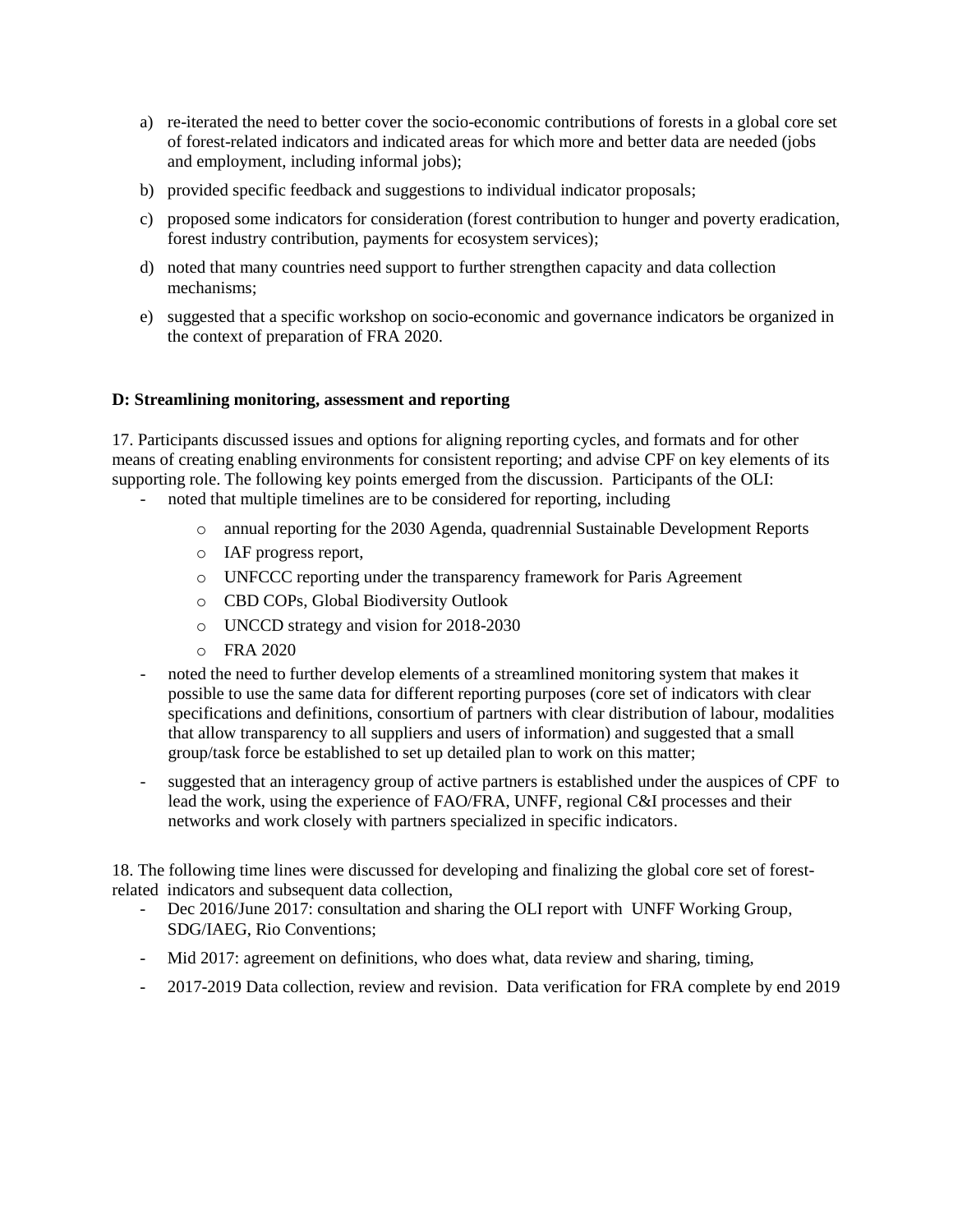a) re-iterated the need to better cover the socio-economic contributions of forests in a global core set of forest-related indicators and indicated areas for which more and better data are needed (jobs and employment, including informal jobs);

b) provided specific feedback and suggestions to individual indicator proposals;

c) proposed some indicators for consideration (forest contribution to hunger and poverty eradication, forest industry contribution, payments for ecosystem services);

d) noted that many countries need support to further strengthen capacity and data collection mechanisms;

e) suggested that a specific workshop on socio-economic and governance indicators be organized in the context of preparation of FRA 2020.

**D: Streamlining monitoring, assessment and reporting**

17. Participants discussed issues and options for aligning reporting cycles, and formats and for other means of creating enabling environments for consistent reporting; and advise CPF on key elements of its supporting role. The following key points emerged from the discussion. Participants of the OLI:

- noted that multiple timelines are to be considered for reporting, including
  - annual reporting for the 2030 Agenda, quadrennial Sustainable Development Reports
  - IAF progress report,
  - UNFCCC reporting under the transparency framework for Paris Agreement
  - CBD COPs, Global Biodiversity Outlook
  - UNCCD strategy and vision for 2018-2030
  - FRA 2020
- noted the need to further develop elements of a streamlined monitoring system that makes it possible to use the same data for different reporting purposes (core set of indicators with clear specifications and definitions, consortium of partners with clear distribution of labour, modalities that allow transparency to all suppliers and users of information) and suggested that a small group/task force be established to set up detailed plan to work on this matter;
- suggested that an interagency group of active partners is established under the auspices of CPF to lead the work, using the experience of FAO/FRA, UNFF, regional C&I processes and their networks and work closely with partners specialized in specific indicators.

18. The following time lines were discussed for developing and finalizing the global core set of forest-related indicators and subsequent data collection,

- Dec 2016/June 2017: consultation and sharing the OLI report with UNFF Working Group, SDG/IAEG, Rio Conventions;
- Mid 2017: agreement on definitions, who does what, data review and sharing, timing,
- 2017-2019 Data collection, review and revision. Data verification for FRA complete by end 2019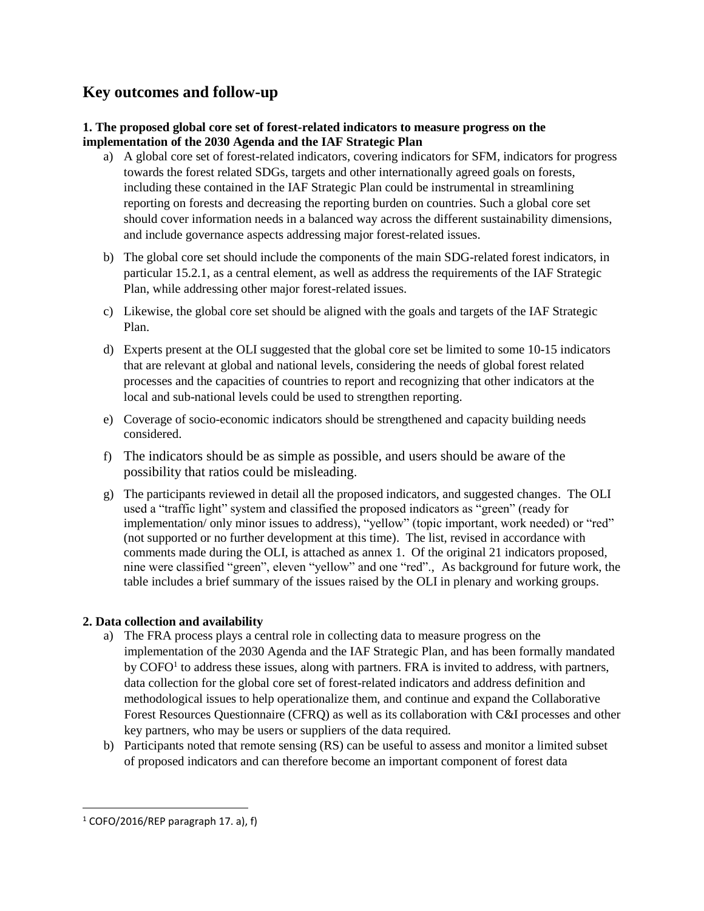## Key outcomes and follow-up

**1. The proposed global core set of forest-related indicators to measure progress on the implementation of the 2030 Agenda and the IAF Strategic Plan**

a) A global core set of forest-related indicators, covering indicators for SFM, indicators for progress towards the forest related SDGs, targets and other internationally agreed goals on forests, including these contained in the IAF Strategic Plan could be instrumental in streamlining reporting on forests and decreasing the reporting burden on countries. Such a global core set should cover information needs in a balanced way across the different sustainability dimensions, and include governance aspects addressing major forest-related issues.

b) The global core set should include the components of the main SDG-related forest indicators, in particular 15.2.1, as a central element, as well as address the requirements of the IAF Strategic Plan, while addressing other major forest-related issues.

c) Likewise, the global core set should be aligned with the goals and targets of the IAF Strategic Plan.

d) Experts present at the OLI suggested that the global core set be limited to some 10-15 indicators that are relevant at global and national levels, considering the needs of global forest related processes and the capacities of countries to report and recognizing that other indicators at the local and sub-national levels could be used to strengthen reporting.

e) Coverage of socio-economic indicators should be strengthened and capacity building needs considered.

f) The indicators should be as simple as possible, and users should be aware of the possibility that ratios could be misleading.

g) The participants reviewed in detail all the proposed indicators, and suggested changes. The OLI used a "traffic light" system and classified the proposed indicators as "green" (ready for implementation/ only minor issues to address), "yellow" (topic important, work needed) or "red" (not supported or no further development at this time). The list, revised in accordance with comments made during the OLI, is attached as annex 1. Of the original 21 indicators proposed, nine were classified "green", eleven "yellow" and one "red"., As background for future work, the table includes a brief summary of the issues raised by the OLI in plenary and working groups.

**2. Data collection and availability**

a) The FRA process plays a central role in collecting data to measure progress on the implementation of the 2030 Agenda and the IAF Strategic Plan, and has been formally mandated by COFO[1] to address these issues, along with partners. FRA is invited to address, with partners, data collection for the global core set of forest-related indicators and address definition and methodological issues to help operationalize them, and continue and expand the Collaborative Forest Resources Questionnaire (CFRQ) as well as its collaboration with C&I processes and other key partners, who may be users or suppliers of the data required.

b) Participants noted that remote sensing (RS) can be useful to assess and monitor a limited subset of proposed indicators and can therefore become an important component of forest data

[1] COFO/2016/REP paragraph 17. a), f)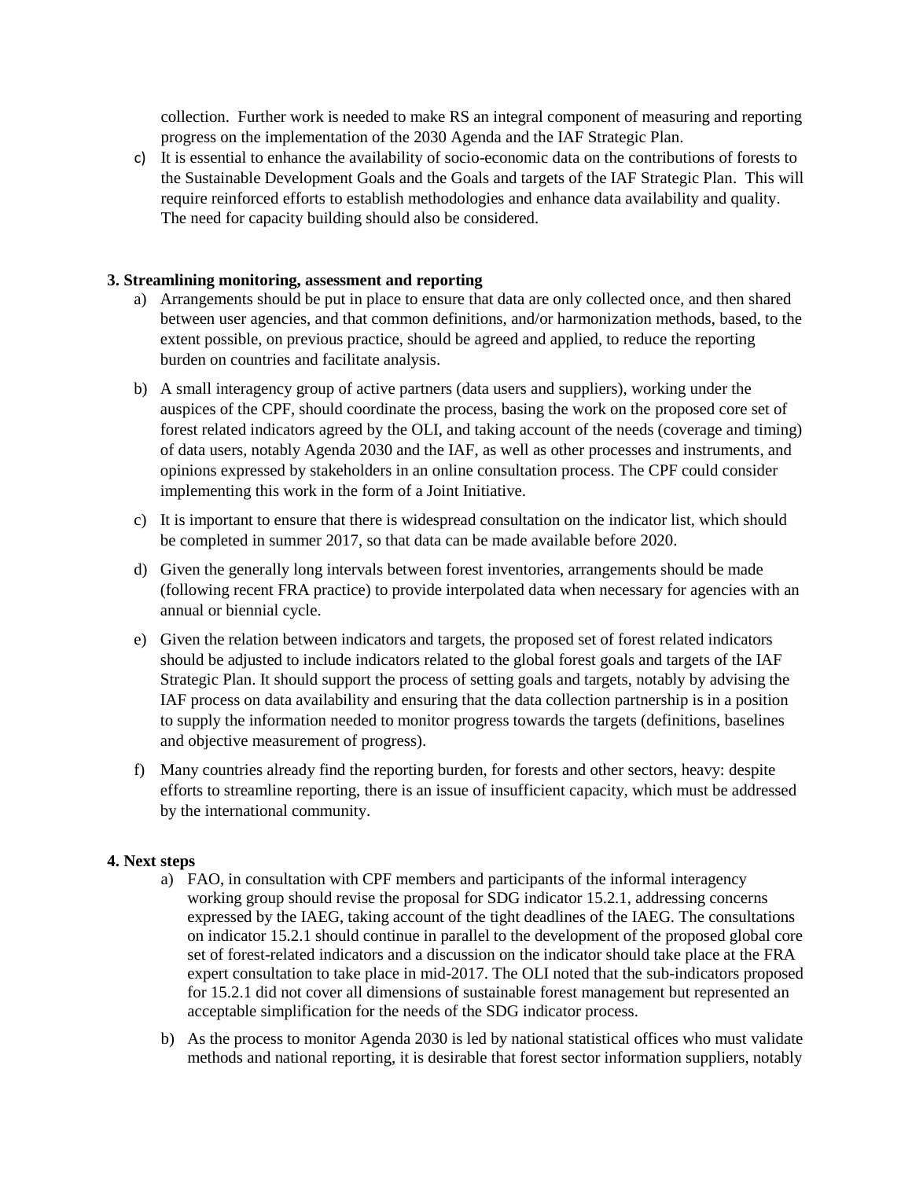collection. Further work is needed to make RS an integral component of measuring and reporting progress on the implementation of the 2030 Agenda and the IAF Strategic Plan.

c) It is essential to enhance the availability of socio-economic data on the contributions of forests to the Sustainable Development Goals and the Goals and targets of the IAF Strategic Plan. This will require reinforced efforts to establish methodologies and enhance data availability and quality. The need for capacity building should also be considered.

**3. Streamlining monitoring, assessment and reporting**

a) Arrangements should be put in place to ensure that data are only collected once, and then shared between user agencies, and that common definitions, and/or harmonization methods, based, to the extent possible, on previous practice, should be agreed and applied, to reduce the reporting burden on countries and facilitate analysis.

b) A small interagency group of active partners (data users and suppliers), working under the auspices of the CPF, should coordinate the process, basing the work on the proposed core set of forest related indicators agreed by the OLI, and taking account of the needs (coverage and timing) of data users, notably Agenda 2030 and the IAF, as well as other processes and instruments, and opinions expressed by stakeholders in an online consultation process. The CPF could consider implementing this work in the form of a Joint Initiative.

c) It is important to ensure that there is widespread consultation on the indicator list, which should be completed in summer 2017, so that data can be made available before 2020.

d) Given the generally long intervals between forest inventories, arrangements should be made (following recent FRA practice) to provide interpolated data when necessary for agencies with an annual or biennial cycle.

e) Given the relation between indicators and targets, the proposed set of forest related indicators should be adjusted to include indicators related to the global forest goals and targets of the IAF Strategic Plan. It should support the process of setting goals and targets, notably by advising the IAF process on data availability and ensuring that the data collection partnership is in a position to supply the information needed to monitor progress towards the targets (definitions, baselines and objective measurement of progress).

f) Many countries already find the reporting burden, for forests and other sectors, heavy: despite efforts to streamline reporting, there is an issue of insufficient capacity, which must be addressed by the international community.

**4. Next steps**

a) FAO, in consultation with CPF members and participants of the informal interagency working group should revise the proposal for SDG indicator 15.2.1, addressing concerns expressed by the IAEG, taking account of the tight deadlines of the IAEG. The consultations on indicator 15.2.1 should continue in parallel to the development of the proposed global core set of forest-related indicators and a discussion on the indicator should take place at the FRA expert consultation to take place in mid-2017. The OLI noted that the sub-indicators proposed for 15.2.1 did not cover all dimensions of sustainable forest management but represented an acceptable simplification for the needs of the SDG indicator process.

b) As the process to monitor Agenda 2030 is led by national statistical offices who must validate methods and national reporting, it is desirable that forest sector information suppliers, notably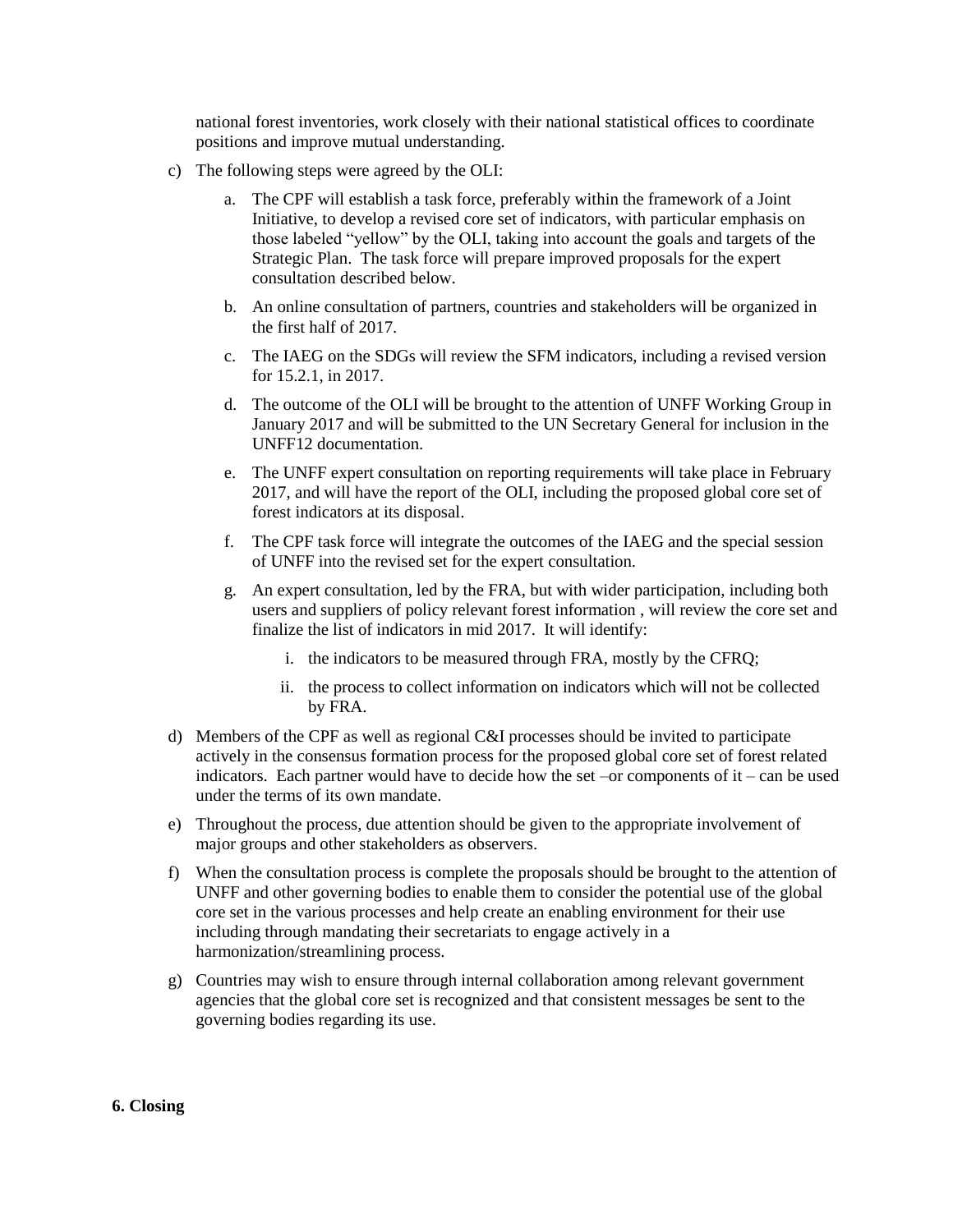national forest inventories, work closely with their national statistical offices to coordinate positions and improve mutual understanding.

c) The following steps were agreed by the OLI:

   a. The CPF will establish a task force, preferably within the framework of a Joint Initiative, to develop a revised core set of indicators, with particular emphasis on those labeled "yellow" by the OLI, taking into account the goals and targets of the Strategic Plan. The task force will prepare improved proposals for the expert consultation described below.

   b. An online consultation of partners, countries and stakeholders will be organized in the first half of 2017.

   c. The IAEG on the SDGs will review the SFM indicators, including a revised version for 15.2.1, in 2017.

   d. The outcome of the OLI will be brought to the attention of UNFF Working Group in January 2017 and will be submitted to the UN Secretary General for inclusion in the UNFF12 documentation.

   e. The UNFF expert consultation on reporting requirements will take place in February 2017, and will have the report of the OLI, including the proposed global core set of forest indicators at its disposal.

   f. The CPF task force will integrate the outcomes of the IAEG and the special session of UNFF into the revised set for the expert consultation.

   g. An expert consultation, led by the FRA, but with wider participation, including both users and suppliers of policy relevant forest information , will review the core set and finalize the list of indicators in mid 2017. It will identify:

      i. the indicators to be measured through FRA, mostly by the CFRQ;

      ii. the process to collect information on indicators which will not be collected by FRA.

d) Members of the CPF as well as regional C&I processes should be invited to participate actively in the consensus formation process for the proposed global core set of forest related indicators. Each partner would have to decide how the set –or components of it – can be used under the terms of its own mandate.

e) Throughout the process, due attention should be given to the appropriate involvement of major groups and other stakeholders as observers.

f) When the consultation process is complete the proposals should be brought to the attention of UNFF and other governing bodies to enable them to consider the potential use of the global core set in the various processes and help create an enabling environment for their use including through mandating their secretariats to engage actively in a harmonization/streamlining process.

g) Countries may wish to ensure through internal collaboration among relevant government agencies that the global core set is recognized and that consistent messages be sent to the governing bodies regarding its use.

**6. Closing**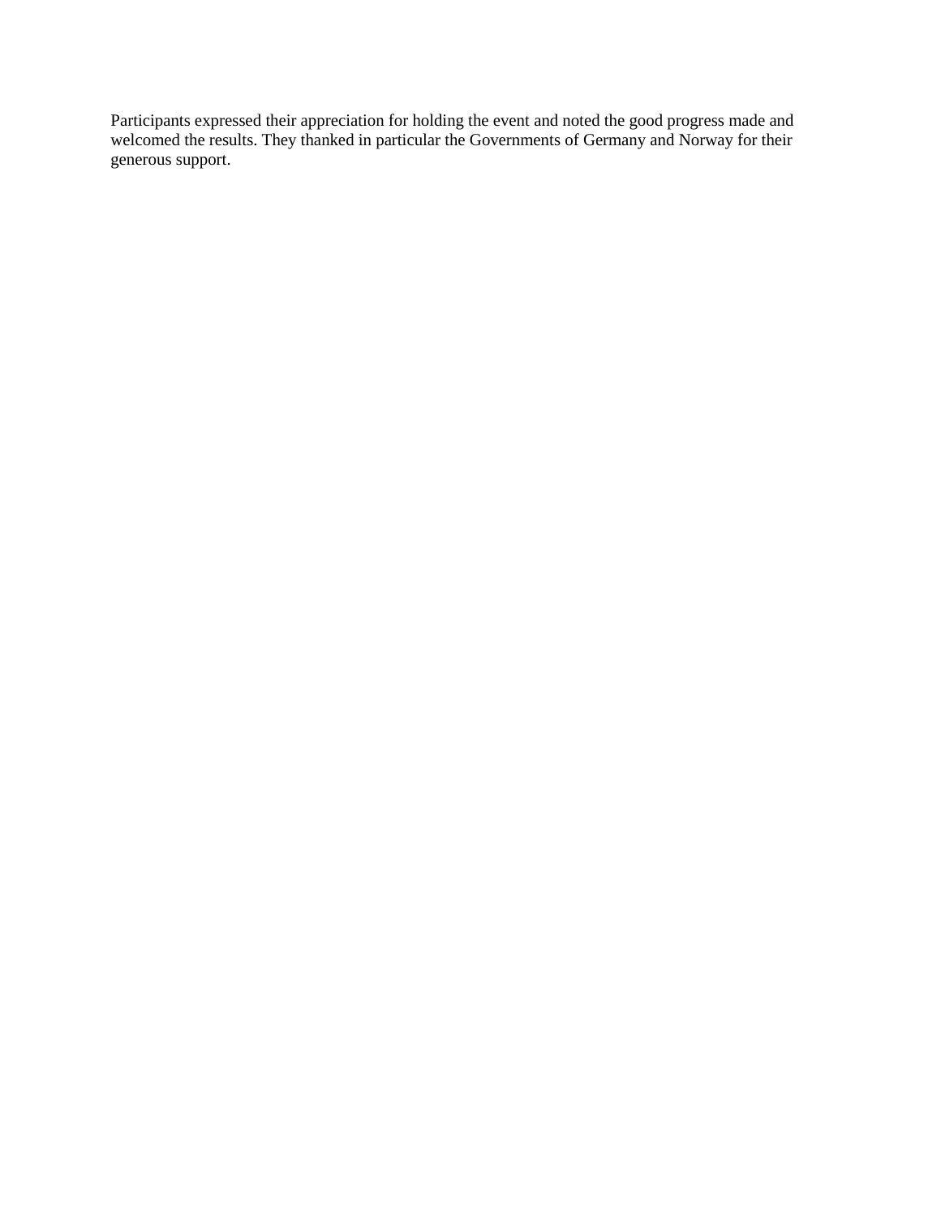Participants expressed their appreciation for holding the event and noted the good progress made and welcomed the results. They thanked in particular the Governments of Germany and Norway for their generous support.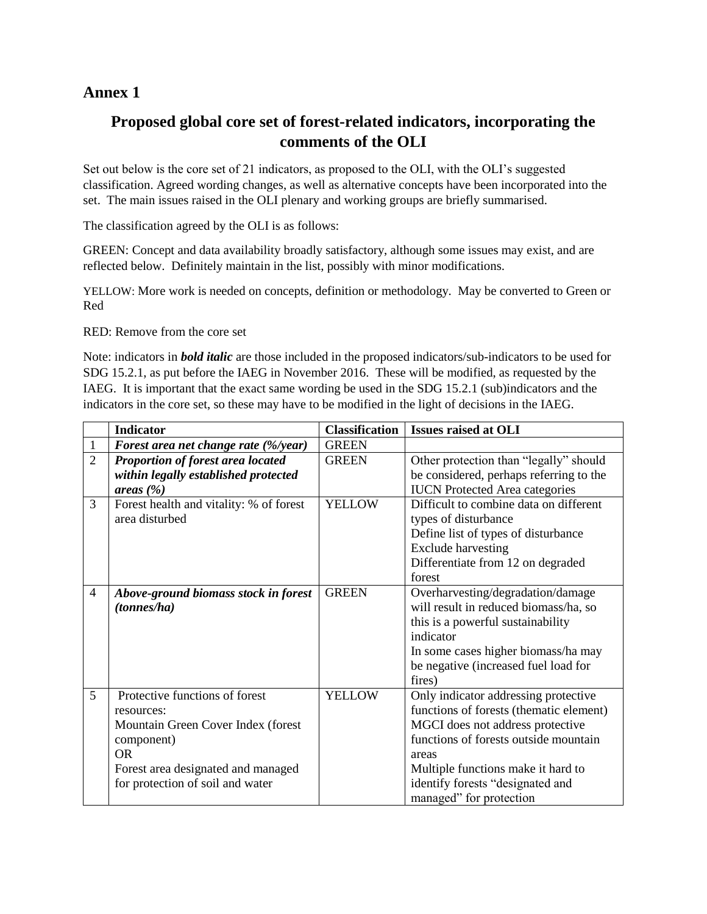## Annex 1

### Proposed global core set of forest-related indicators, incorporating the comments of the OLI

Set out below is the core set of 21 indicators, as proposed to the OLI, with the OLI's suggested classification. Agreed wording changes, as well as alternative concepts have been incorporated into the set. The main issues raised in the OLI plenary and working groups are briefly summarised.

The classification agreed by the OLI is as follows:

GREEN: Concept and data availability broadly satisfactory, although some issues may exist, and are reflected below. Definitely maintain in the list, possibly with minor modifications.

YELLOW: More work is needed on concepts, definition or methodology. May be converted to Green or Red

RED: Remove from the core set

Note: indicators in ***bold italic*** are those included in the proposed indicators/sub-indicators to be used for SDG 15.2.1, as put before the IAEG in November 2016. These will be modified, as requested by the IAEG. It is important that the exact same wording be used in the SDG 15.2.1 (sub)indicators and the indicators in the core set, so these may have to be modified in the light of decisions in the IAEG.

| | Indicator | Classification | Issues raised at OLI |
|---|---|---|---|
| 1 | ***Forest area net change rate (%/year)*** | GREEN | |
| 2 | ***Proportion of forest area located within legally established protected areas (%)*** | GREEN | Other protection than "legally" should be considered, perhaps referring to the IUCN Protected Area categories |
| 3 | Forest health and vitality: % of forest area disturbed | YELLOW | Difficult to combine data on different types of disturbance<br>Define list of types of disturbance<br>Exclude harvesting<br>Differentiate from 12 on degraded forest |
| 4 | ***Above-ground biomass stock in forest (tonnes/ha)*** | GREEN | Overharvesting/degradation/damage will result in reduced biomass/ha, so this is a powerful sustainability indicator<br>In some cases higher biomass/ha may be negative (increased fuel load for fires) |
| 5 | Protective functions of forest resources:<br>Mountain Green Cover Index (forest component)<br>OR<br>Forest area designated and managed for protection of soil and water | YELLOW | Only indicator addressing protective functions of forests (thematic element)<br>MGCI does not address protective functions of forests outside mountain areas<br>Multiple functions make it hard to identify forests "designated and managed" for protection |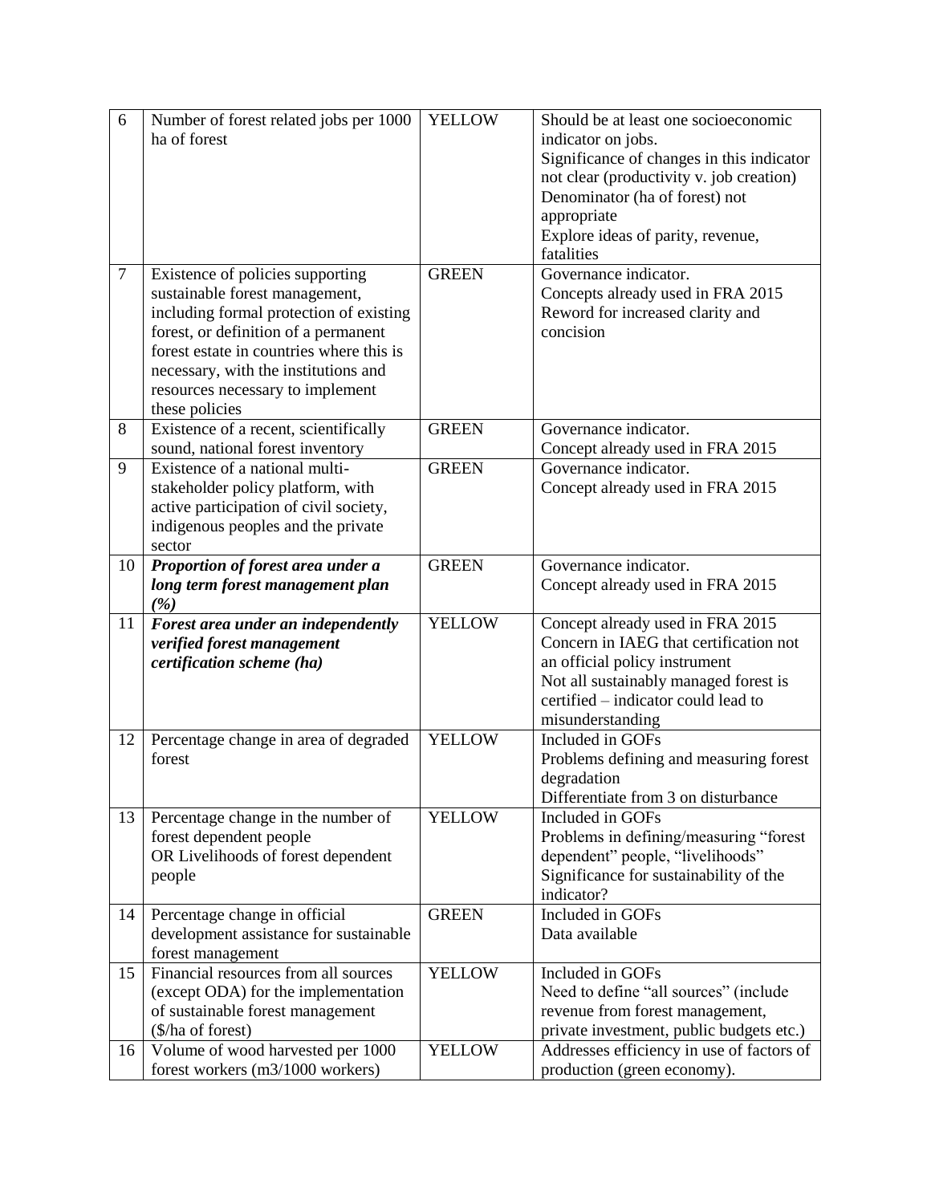| 6 | Number of forest related jobs per 1000 ha of forest | YELLOW | Should be at least one socioeconomic indicator on jobs.<br>Significance of changes in this indicator not clear (productivity v. job creation)<br>Denominator (ha of forest) not appropriate<br>Explore ideas of parity, revenue, fatalities |
|---|---|---|---|
| 7 | Existence of policies supporting sustainable forest management, including formal protection of existing forest, or definition of a permanent forest estate in countries where this is necessary, with the institutions and resources necessary to implement these policies | GREEN | Governance indicator.<br>Concepts already used in FRA 2015<br>Reword for increased clarity and concision |
| 8 | Existence of a recent, scientifically sound, national forest inventory | GREEN | Governance indicator.<br>Concept already used in FRA 2015 |
| 9 | Existence of a national multi-stakeholder policy platform, with active participation of civil society, indigenous peoples and the private sector | GREEN | Governance indicator.<br>Concept already used in FRA 2015 |
| 10 | ***Proportion of forest area under a long term forest management plan (%)*** | GREEN | Governance indicator.<br>Concept already used in FRA 2015 |
| 11 | ***Forest area under an independently verified forest management certification scheme (ha)*** | YELLOW | Concept already used in FRA 2015<br>Concern in IAEG that certification not an official policy instrument<br>Not all sustainably managed forest is certified – indicator could lead to misunderstanding |
| 12 | Percentage change in area of degraded forest | YELLOW | Included in GOFs<br>Problems defining and measuring forest degradation<br>Differentiate from 3 on disturbance |
| 13 | Percentage change in the number of forest dependent people<br>OR Livelihoods of forest dependent people | YELLOW | Included in GOFs<br>Problems in defining/measuring "forest dependent" people, "livelihoods"<br>Significance for sustainability of the indicator? |
| 14 | Percentage change in official development assistance for sustainable forest management | GREEN | Included in GOFs<br>Data available |
| 15 | Financial resources from all sources (except ODA) for the implementation of sustainable forest management ($/ha of forest) | YELLOW | Included in GOFs<br>Need to define "all sources" (include revenue from forest management, private investment, public budgets etc.) |
| 16 | Volume of wood harvested per 1000 forest workers (m3/1000 workers) | YELLOW | Addresses efficiency in use of factors of production (green economy). |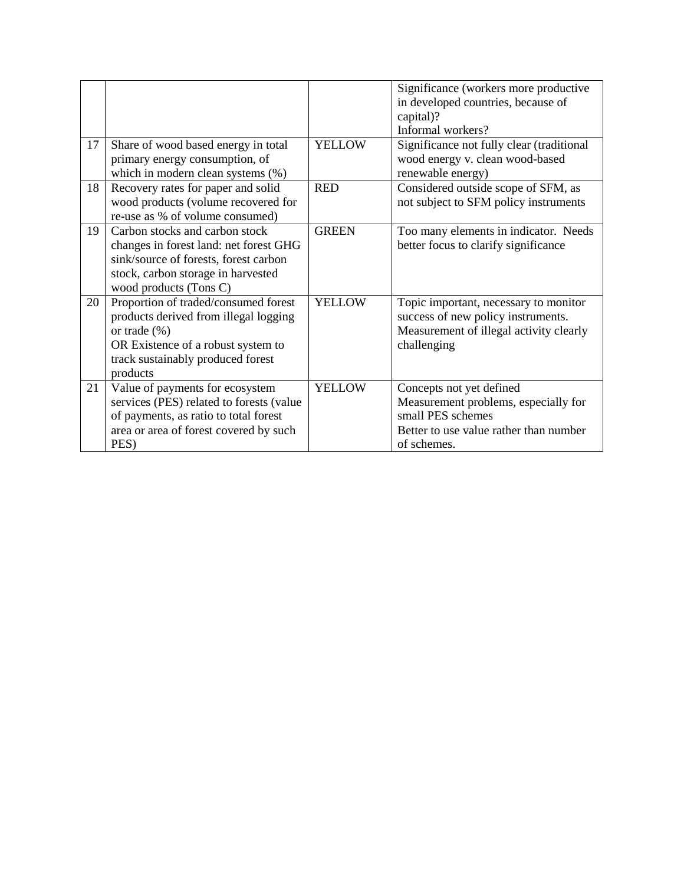| | | | |
|---|---|---|---|
| | | | Significance (workers more productive in developed countries, because of capital)?<br>Informal workers? |
| 17 | Share of wood based energy in total primary energy consumption, of which in modern clean systems (%) | YELLOW | Significance not fully clear (traditional wood energy v. clean wood-based renewable energy) |
| 18 | Recovery rates for paper and solid wood products (volume recovered for re-use as % of volume consumed) | RED | Considered outside scope of SFM, as not subject to SFM policy instruments |
| 19 | Carbon stocks and carbon stock changes in forest land: net forest GHG sink/source of forests, forest carbon stock, carbon storage in harvested wood products (Tons C) | GREEN | Too many elements in indicator. Needs better focus to clarify significance |
| 20 | Proportion of traded/consumed forest products derived from illegal logging or trade (%)<br>OR Existence of a robust system to track sustainably produced forest products | YELLOW | Topic important, necessary to monitor success of new policy instruments. Measurement of illegal activity clearly challenging |
| 21 | Value of payments for ecosystem services (PES) related to forests (value of payments, as ratio to total forest area or area of forest covered by such PES) | YELLOW | Concepts not yet defined<br>Measurement problems, especially for small PES schemes<br>Better to use value rather than number of schemes. |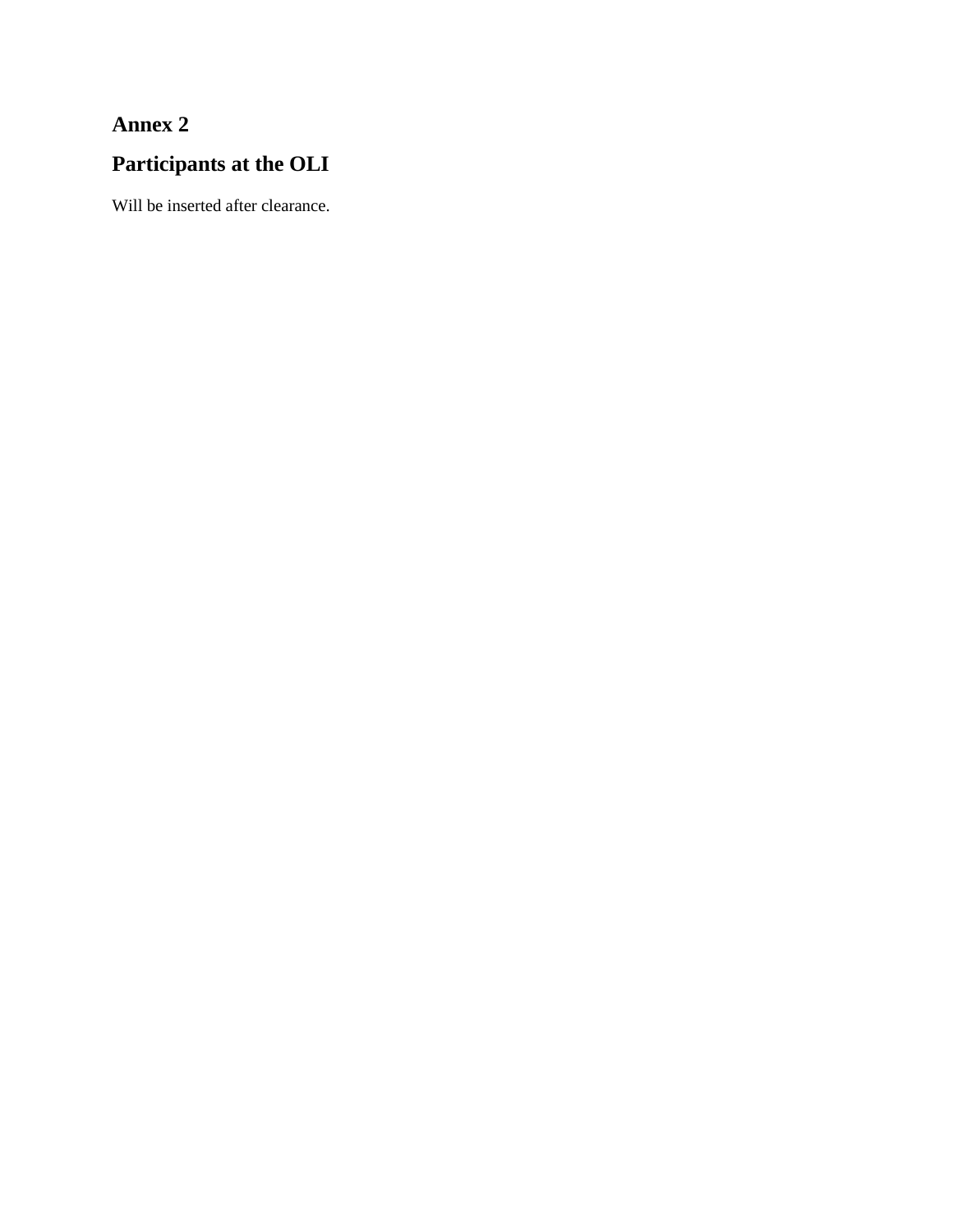# Annex 2

# Participants at the OLI

Will be inserted after clearance.